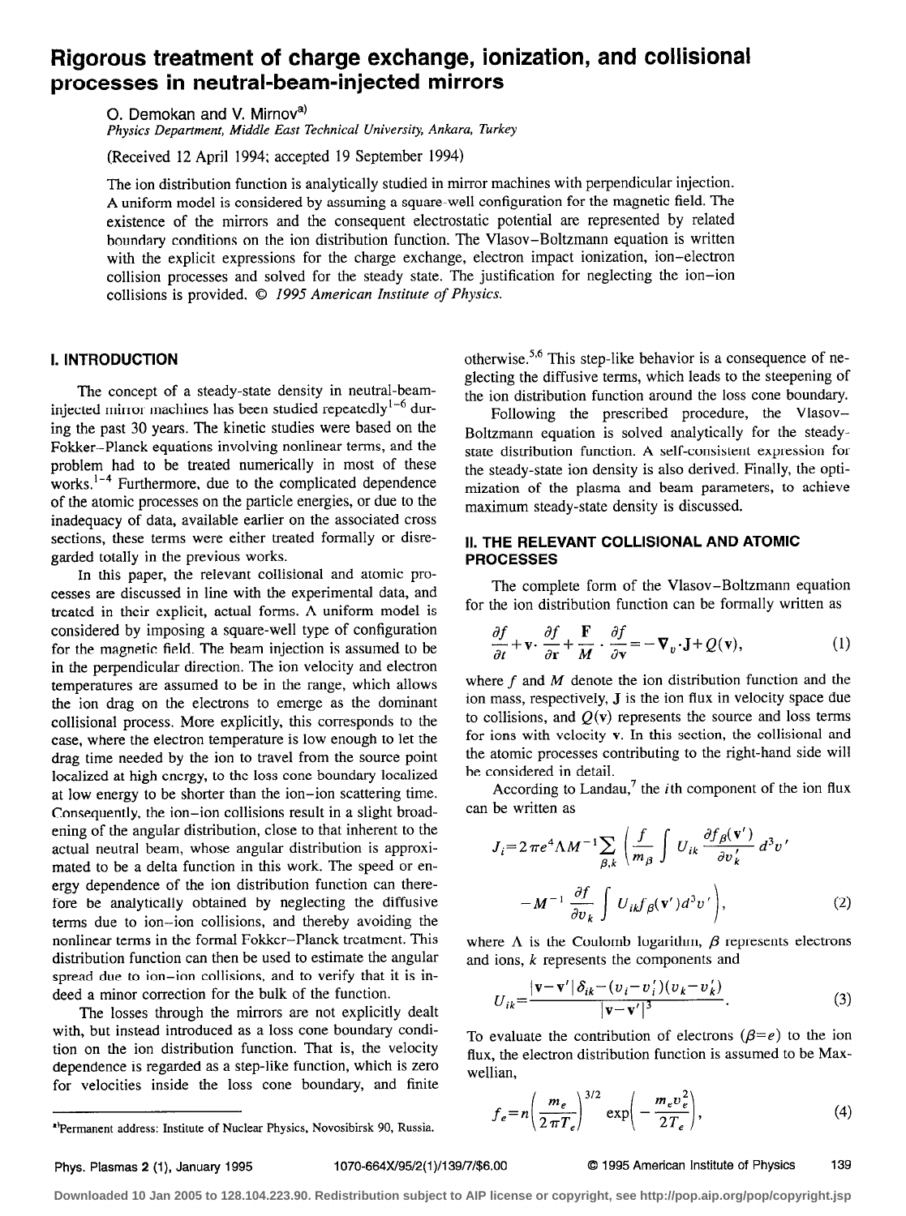# Rigorous treatment of charge exchange, ionization, and collisional processes in neutral-beam-injected mirrors

O. Demokan and V. Mirnov[a)]

*Physics Department, Middle East Technical University, Ankara, Turkey*

(Received 12 April 1994; accepted 19 September 1994)

The ion distribution function is analytically studied in mirror machines with perpendicular injection. A uniform model is considered by assuming a square-well configuration for the magnetic field. The existence of the mirrors and the consequent electrostatic potential are represented by related boundary conditions on the ion distribution function. The Vlasov–Boltzmann equation is written with the explicit expressions for the charge exchange, electron impact ionization, ion–electron collision processes and solved for the steady state. The justification for neglecting the ion–ion collisions is provided. © *1995 American Institute of Physics.*

## I. INTRODUCTION

The concept of a steady-state density in neutral-beam-injected mirror machines has been studied repeatedly[1-6] during the past 30 years. The kinetic studies were based on the Fokker–Planck equations involving nonlinear terms, and the problem had to be treated numerically in most of these works.[1-4] Furthermore, due to the complicated dependence of the atomic processes on the particle energies, or due to the inadequacy of data, available earlier on the associated cross sections, these terms were either treated formally or disregarded totally in the previous works.

In this paper, the relevant collisional and atomic processes are discussed in line with the experimental data, and treated in their explicit, actual forms. A uniform model is considered by imposing a square-well type of configuration for the magnetic field. The beam injection is assumed to be in the perpendicular direction. The ion velocity and electron temperatures are assumed to be in the range, which allows the ion drag on the electrons to emerge as the dominant collisional process. More explicitly, this corresponds to the case, where the electron temperature is low enough to let the drag time needed by the ion to travel from the source point localized at high energy, to the loss cone boundary localized at low energy to be shorter than the ion–ion scattering time. Consequently, the ion–ion collisions result in a slight broadening of the angular distribution, close to that inherent to the actual neutral beam, whose angular distribution is approximated to be a delta function in this work. The speed or energy dependence of the ion distribution function can therefore be analytically obtained by neglecting the diffusive terms due to ion–ion collisions, and thereby avoiding the nonlinear terms in the formal Fokker–Planck treatment. This distribution function can then be used to estimate the angular spread due to ion–ion collisions, and to verify that it is indeed a minor correction for the bulk of the function.

The losses through the mirrors are not explicitly dealt with, but instead introduced as a loss cone boundary condition on the ion distribution function. That is, the velocity dependence is regarded as a step-like function, which is zero for velocities inside the loss cone boundary, and finite otherwise.[5,6] This step-like behavior is a consequence of neglecting the diffusive terms, which leads to the steepening of the ion distribution function around the loss cone boundary.

Following the prescribed procedure, the Vlasov–Boltzmann equation is solved analytically for the steady-state distribution function. A self-consistent expression for the steady-state ion density is also derived. Finally, the optimization of the plasma and beam parameters, to achieve maximum steady-state density is discussed.

## II. THE RELEVANT COLLISIONAL AND ATOMIC PROCESSES

The complete form of the Vlasov–Boltzmann equation for the ion distribution function can be formally written as

$$\frac{\partial f}{\partial t}+\mathbf{v}\cdot\frac{\partial f}{\partial \mathbf{r}}+\frac{\mathbf{F}}{M}\cdot\frac{\partial f}{\partial \mathbf{v}}=-\nabla_v\cdot\mathbf{J}+Q(\mathbf{v}), \tag{1}$$

where $f$ and $M$ denote the ion distribution function and the ion mass, respectively, $\mathbf{J}$ is the ion flux in velocity space due to collisions, and $Q(\mathbf{v})$ represents the source and loss terms for ions with velocity $\mathbf{v}$. In this section, the collisional and the atomic processes contributing to the right-hand side will be considered in detail.

According to Landau,[7] the $i$th component of the ion flux can be written as

$$J_i=2\pi e^4\Lambda M^{-1}\sum_{\beta,k}\left(\frac{f}{m_\beta}\int U_{ik}\frac{\partial f_\beta(\mathbf{v}')}{\partial v_k'}d^3v' - M^{-1}\frac{\partial f}{\partial v_k}\int U_{ik}f_\beta(\mathbf{v}')d^3v'\right), \tag{2}$$

where $\Lambda$ is the Coulomb logarithm, $\beta$ represents electrons and ions, $k$ represents the components and

$$U_{ik}=\frac{|\mathbf{v}-\mathbf{v}'|\delta_{ik}-(v_i-v_i')(v_k-v_k')}{|\mathbf{v}-\mathbf{v}'|^3}. \tag{3}$$

To evaluate the contribution of electrons ($\beta=e$) to the ion flux, the electron distribution function is assumed to be Maxwellian,

$$f_e=n\left(\frac{m_e}{2\pi T_e}\right)^{3/2}\exp\left(-\frac{m_e v_e^2}{2T_e}\right), \tag{4}$$

---

[a)]Permanent address: Institute of Nuclear Physics, Novosibirsk 90, Russia.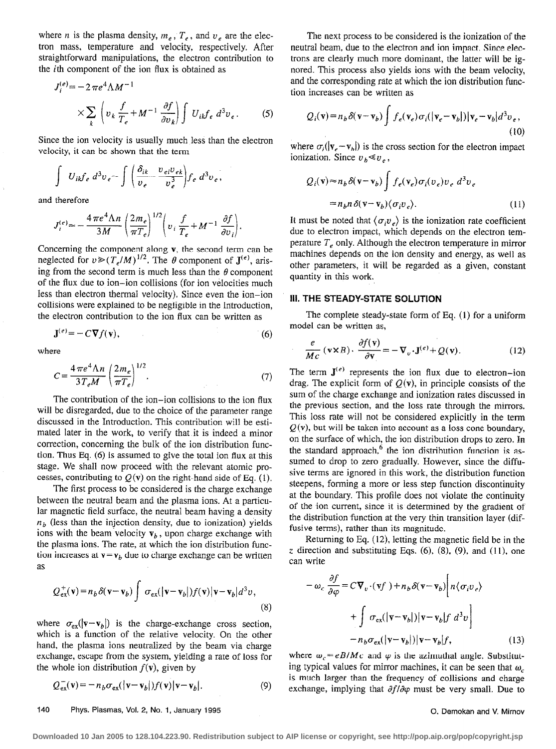where $n$ is the plasma density, $m_e$, $T_e$, and $v_e$ are the electron mass, temperature and velocity, respectively. After straightforward manipulations, the electron contribution to the $i$th component of the ion flux is obtained as

$$J_i^{(e)} = -2\pi e^4 \Lambda M^{-1} \times \sum_k \left( v_k \frac{f}{T_e} + M^{-1} \frac{\partial f}{\partial v_k} \right) \int U_{ik} f_e \, d^3 v_e . \quad (5)$$

Since the ion velocity is usually much less than the electron velocity, it can be shown that the term

$$\int U_{ik} f_e \, d^3 v_e \sim \int \left( \frac{\delta_{ik}}{v_e} - \frac{v_{ei} v_{ek}}{v_e^3} \right) f_e \, d^3 v_e ,$$

and therefore

$$J_i^{(e)} \approx -\frac{4\pi e^4 \Lambda n}{3M} \left( \frac{2m_e}{\pi T_e} \right)^{1/2} \left( v_i \frac{f}{T_e} + M^{-1} \frac{\partial f}{\partial v_i} \right).$$

Concerning the component along $\mathbf{v}$, the second term can be neglected for $v \gg (T_e/M)^{1/2}$. The $\theta$ component of $\mathbf{J}^{(e)}$, arising from the second term is much less than the $\theta$ component of the flux due to ion–ion collisions (for ion velocities much less than electron thermal velocity). Since even the ion–ion collisions were explained to be negligible in the Introduction, the electron contribution to the ion flux can be written as

$$\mathbf{J}^{(e)} = -C \mathbf{V} f(\mathbf{v}), \quad (6)$$

where

$$C = \frac{4\pi e^4 \Lambda n}{3T_e M} \left( \frac{2m_e}{\pi T_e} \right)^{1/2}. \quad (7)$$

The contribution of the ion–ion collisions to the ion flux will be disregarded, due to the choice of the parameter range discussed in the Introduction. This contribution will be estimated later in the work, to verify that it is indeed a minor correction, concerning the bulk of the ion distribution function. Thus Eq. (6) is assumed to give the total ion flux at this stage. We shall now proceed with the relevant atomic processes, contributing to $Q(\mathbf{v})$ on the right-hand side of Eq. (1).

The first process to be considered is the charge exchange between the neutral beam and the plasma ions. At a particular magnetic field surface, the neutral beam having a density $n_b$ (less than the injection density, due to ionization) yields ions with the beam velocity $\mathbf{v}_b$, upon charge exchange with the plasma ions. The rate, at which the ion distribution function increases at $\mathbf{v} = \mathbf{v}_b$ due to charge exchange can be written as

$$Q_{\text{ex}}^{+}(\mathbf{v}) = n_b \delta(\mathbf{v} - \mathbf{v}_b) \int \sigma_{\text{ex}}(|\mathbf{v} - \mathbf{v}_b|) f(\mathbf{v}) |\mathbf{v} - \mathbf{v}_b| d^3 v, \quad (8)$$

where $\sigma_{\text{ex}}(|\mathbf{v} - \mathbf{v}_b|)$ is the charge-exchange cross section, which is a function of the relative velocity. On the other hand, the plasma ions neutralized by the beam via charge exchange, escape from the system, yielding a rate of loss for the whole ion distribution $f(\mathbf{v})$, given by

$$Q_{\text{ex}}^{-}(\mathbf{v}) = -n_b \sigma_{\text{ex}}(|\mathbf{v} - \mathbf{v}_b|) f(\mathbf{v}) |\mathbf{v} - \mathbf{v}_b|. \quad (9)$$

The next process to be considered is the ionization of the neutral beam, due to the electron and ion impact. Since electrons are clearly much more dominant, the latter will be ignored. This process also yields ions with the beam velocity, and the corresponding rate at which the ion distribution function increases can be written as

$$Q_i(\mathbf{v}) = n_b \delta(\mathbf{v} - \mathbf{v}_b) \int f_e(\mathbf{v}_e) \sigma_i(|\mathbf{v}_e - \mathbf{v}_b|) |\mathbf{v}_e - \mathbf{v}_b| d^3 v_e , \quad (10)$$

where $\sigma_i(|\mathbf{v}_e - \mathbf{v}_b|)$ is the cross section for the electron impact ionization. Since $v_b \ll v_e$,

$$Q_i(\mathbf{v}) \approx n_b \delta(\mathbf{v} - \mathbf{v}_b) \int f_e(\mathbf{v}_e) \sigma_i(v_e) v_e \, d^3 v_e = n_b n \delta(\mathbf{v} - \mathbf{v}_b) \langle \sigma_i v_e \rangle. \quad (11)$$

It must be noted that $\langle \sigma_i v_e \rangle$ is the ionization rate coefficient due to electron impact, which depends on the electron temperature $T_e$ only. Although the electron temperature in mirror machines depends on the ion density and energy, as well as other parameters, it will be regarded as a given, constant quantity in this work.

## III. THE STEADY-STATE SOLUTION

The complete steady-state form of Eq. (1) for a uniform model can be written as,

$$\frac{e}{Mc} (\mathbf{v} \times B) \cdot \frac{\partial f(\mathbf{v})}{\partial \mathbf{v}} = -\nabla_v \cdot \mathbf{J}^{(e)} + Q(\mathbf{v}). \quad (12)$$

The term $\mathbf{J}^{(e)}$ represents the ion flux due to electron–ion drag. The explicit form of $Q(\mathbf{v})$, in principle consists of the sum of the charge exchange and ionization rates discussed in the previous section, and the loss rate through the mirrors. This loss rate will not be considered explicitly in the term $Q(\mathbf{v})$, but will be taken into account as a loss cone boundary, on the surface of which, the ion distribution drops to zero. In the standard approach,[6] the ion distribution function is assumed to drop to zero gradually. However, since the diffusive terms are ignored in this work, the distribution function steepens, forming a more or less step function discontinuity at the boundary. This profile does not violate the continuity of the ion current, since it is determined by the gradient of the distribution function at the very thin transition layer (diffusive terms), rather than its magnitude.

Returning to Eq. (12), letting the magnetic field be in the $z$ direction and substituting Eqs. (6), (8), (9), and (11), one can write

$$-\omega_c \frac{\partial f}{\partial \varphi} = C \nabla_v \cdot (\mathbf{v} f) + n_b \delta(\mathbf{v} - \mathbf{v}_b) \left[ n \langle \sigma_i v_e \rangle + \int \sigma_{\text{ex}}(|\mathbf{v} - \mathbf{v}_b|) |\mathbf{v} - \mathbf{v}_b| f \, d^3 v \right] - n_b \sigma_{\text{ex}}(|\mathbf{v} - \mathbf{v}_b|) |\mathbf{v} - \mathbf{v}_b| f, \quad (13)$$

where $\omega_c = eB/Mc$ and $\varphi$ is the azimuthal angle. Substituting typical values for mirror machines, it can be seen that $\omega_c$ is much larger than the frequency of collisions and charge exchange, implying that $\partial f/\partial \varphi$ must be very small. Due to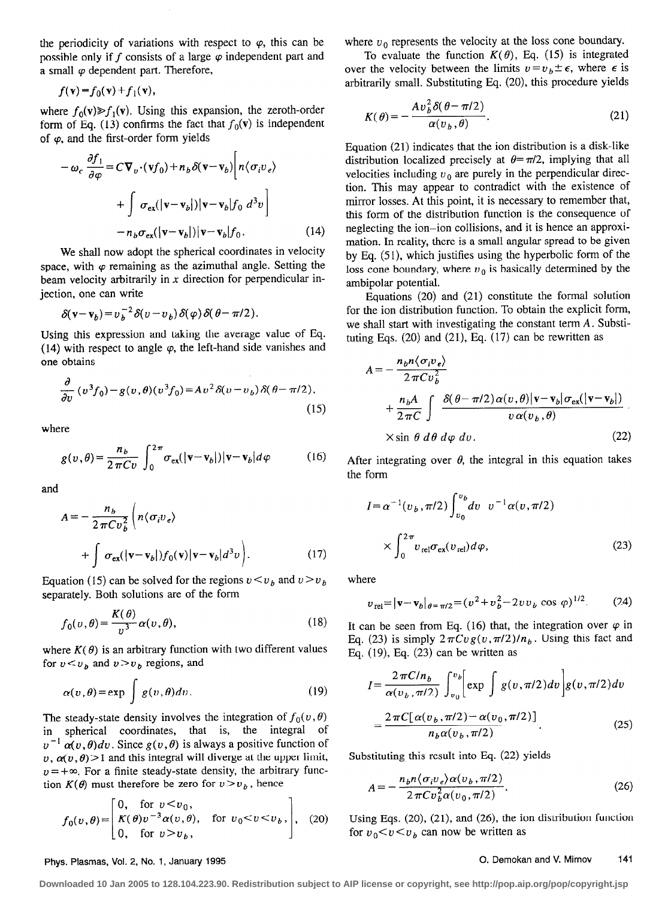the periodicity of variations with respect to $\varphi$, this can be possible only if $f$ consists of a large $\varphi$ independent part and a small $\varphi$ dependent part. Therefore,

$$f(\mathbf{v}) = f_0(\mathbf{v}) + f_1(\mathbf{v}),$$

where $f_0(\mathbf{v}) \gg f_1(\mathbf{v})$. Using this expansion, the zeroth-order form of Eq. (13) confirms the fact that $f_0(\mathbf{v})$ is independent of $\varphi$, and the first-order form yields

$$-\omega_c \frac{\partial f_1}{\partial \varphi} = C \nabla_v \cdot (\mathbf{v} f_0) + n_b \delta(\mathbf{v}-\mathbf{v}_b) \bigg[ n \langle \sigma_i v_e \rangle + \int \sigma_{\text{ex}}(|\mathbf{v}-\mathbf{v}_b|)|\mathbf{v}-\mathbf{v}_b| f_0 \, d^3 v \bigg] - n_b \sigma_{\text{ex}}(|\mathbf{v}-\mathbf{v}_b|)|\mathbf{v}-\mathbf{v}_b| f_0 . \tag{14}$$

We shall now adopt the spherical coordinates in velocity space, with $\varphi$ remaining as the azimuthal angle. Setting the beam velocity arbitrarily in $x$ direction for perpendicular injection, one can write

$$\delta(\mathbf{v}-\mathbf{v}_b) = v_b^{-2} \delta(v - v_b) \delta(\varphi) \delta(\theta - \pi/2).$$

Using this expression and taking the average value of Eq. (14) with respect to angle $\varphi$, the left-hand side vanishes and one obtains

$$\frac{\partial}{\partial v}(v^3 f_0) - g(v,\theta)(v^3 f_0) = A v^2 \delta(v - v_b) \delta(\theta - \pi/2), \tag{15}$$

where

$$g(v,\theta) = \frac{n_b}{2\pi C v} \int_0^{2\pi} \sigma_{\text{ex}}(|\mathbf{v}-\mathbf{v}_b|)|\mathbf{v}-\mathbf{v}_b| d\varphi \tag{16}$$

and

$$A = -\frac{n_b}{2\pi C v_b^2} \bigg( n \langle \sigma_i v_e \rangle + \int \sigma_{\text{ex}}(|\mathbf{v}-\mathbf{v}_b|) f_0(\mathbf{v}) |\mathbf{v}-\mathbf{v}_b| d^3 v \bigg). \tag{17}$$

Equation (15) can be solved for the regions $v < v_b$ and $v > v_b$ separately. Both solutions are of the form

$$f_0(v,\theta) = \frac{K(\theta)}{v^3} \alpha(v,\theta), \tag{18}$$

where $K(\theta)$ is an arbitrary function with two different values for $v < v_b$ and $v > v_b$ regions, and

$$\alpha(v,\theta) = \exp \int g(v,\theta) dv. \tag{19}$$

The steady-state density involves the integration of $f_0(v,\theta)$ in spherical coordinates, that is, the integral of $v^{-1}\alpha(v,\theta)dv$. Since $g(v,\theta)$ is always a positive function of $v$, $\alpha(v,\theta) > 1$ and this integral will diverge at the upper limit, $v = +\infty$. For a finite steady-state density, the arbitrary function $K(\theta)$ must therefore be zero for $v > v_b$, hence

$$f_0(v,\theta) = \begin{bmatrix} 0, & \text{for } v < v_0, \\ K(\theta) v^{-3} \alpha(v,\theta), & \text{for } v_0 < v < v_b, \\ 0, & \text{for } v > v_b, \end{bmatrix}, \tag{20}$$

where $v_0$ represents the velocity at the loss cone boundary.

To evaluate the function $K(\theta)$, Eq. (15) is integrated over the velocity between the limits $v = v_b \pm \epsilon$, where $\epsilon$ is arbitrarily small. Substituting Eq. (20), this procedure yields

$$K(\theta) = -\frac{A v_b^2 \delta(\theta - \pi/2)}{\alpha(v_b,\theta)}. \tag{21}$$

Equation (21) indicates that the ion distribution is a disk-like distribution localized precisely at $\theta = \pi/2$, implying that all velocities including $v_0$ are purely in the perpendicular direction. This may appear to contradict with the existence of mirror losses. At this point, it is necessary to remember that, this form of the distribution function is the consequence of neglecting the ion–ion collisions, and it is hence an approximation. In reality, there is a small angular spread to be given by Eq. (51), which justifies using the hyperbolic form of the loss cone boundary, where $v_0$ is basically determined by the ambipolar potential.

Equations (20) and (21) constitute the formal solution for the ion distribution function. To obtain the explicit form, we shall start with investigating the constant term $A$. Substituting Eqs. (20) and (21), Eq. (17) can be rewritten as

$$A = -\frac{n_b n \langle \sigma_i v_e \rangle}{2\pi C v_b^2} + \frac{n_b A}{2\pi C} \int \frac{\delta(\theta - \pi/2)\alpha(v,\theta)|\mathbf{v}-\mathbf{v}_b|\sigma_{\text{ex}}(|\mathbf{v}-\mathbf{v}_b|)}{v\,\alpha(v_b,\theta)} \times \sin\theta \, d\theta \, d\varphi \, dv. \tag{22}$$

After integrating over $\theta$, the integral in this equation takes the form

$$I = \alpha^{-1}(v_b,\pi/2) \int_{v_0}^{v_b} dv \; v^{-1} \alpha(v,\pi/2) \times \int_0^{2\pi} v_{\text{rel}} \sigma_{\text{ex}}(v_{\text{rel}}) d\varphi, \tag{23}$$

where

$$v_{\text{rel}} = |\mathbf{v}-\mathbf{v}_b|_{\theta=\pi/2} = (v^2 + v_b^2 - 2 v v_b \cos\varphi)^{1/2}. \tag{24}$$

It can be seen from Eq. (16) that, the integration over $\varphi$ in Eq. (23) is simply $2\pi C v g(v,\pi/2)/n_b$. Using this fact and Eq. (19), Eq. (23) can be written as

$$I = \frac{2\pi C/n_b}{\alpha(v_b,\pi/2)} \int_{v_0}^{v_b} \bigg[ \exp \int g(v,\pi/2) dv \bigg] g(v,\pi/2) dv = \frac{2\pi C[\alpha(v_b,\pi/2) - \alpha(v_0,\pi/2)]}{n_b \alpha(v_b,\pi/2)}. \tag{25}$$

Substituting this result into Eq. (22) yields

$$A = -\frac{n_b n \langle \sigma_i v_e \rangle \alpha(v_b,\pi/2)}{2\pi C v_b^2 \alpha(v_0,\pi/2)}. \tag{26}$$

Using Eqs. (20), (21), and (26), the ion distribution function for $v_0 < v < v_b$ can now be written as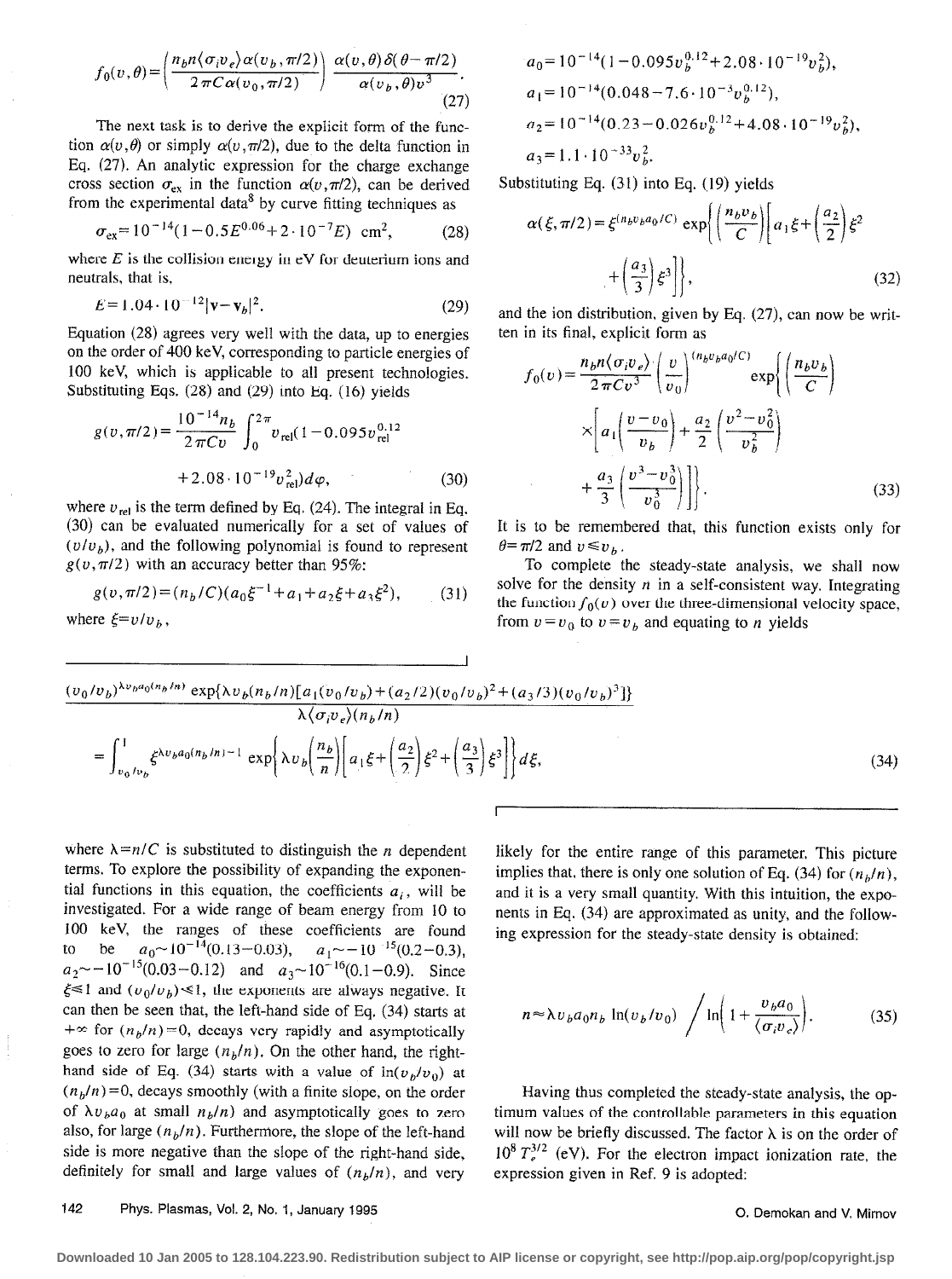$$f_0(v,\theta)=\left(\frac{n_b n\langle\sigma_i v_e\rangle\alpha(v_b,\pi/2)}{2\pi C\alpha(v_0,\pi/2)}\right)\frac{\alpha(v,\theta)\delta(\theta-\pi/2)}{\alpha(v_b,\theta)v^3}. \tag{27}$$

The next task is to derive the explicit form of the function $\alpha(v,\theta)$ or simply $\alpha(v,\pi/2)$, due to the delta function in Eq. (27). An analytic expression for the charge exchange cross section $\sigma_{ex}$ in the function $\alpha(v,\pi/2)$, can be derived from the experimental data[8] by curve fitting techniques as

$$\sigma_{ex}=10^{-14}(1-0.5E^{0.06}+2\cdot 10^{-7}E)\ \text{cm}^2, \tag{28}$$

where $E$ is the collision energy in eV for deuterium ions and neutrals, that is,

$$E=1.04\cdot 10^{-12}|\mathbf{v}-\mathbf{v}_b|^2. \tag{29}$$

Equation (28) agrees very well with the data, up to energies on the order of 400 keV, corresponding to particle energies of 100 keV, which is applicable to all present technologies. Substituting Eqs. (28) and (29) into Eq. (16) yields

$$g(v,\pi/2)=\frac{10^{-14}n_b}{2\pi Cv}\int_0^{2\pi}v_{\text{rel}}(1-0.095v_{\text{rel}}^{0.12}+2.08\cdot 10^{-19}v_{\text{rel}}^2)d\varphi, \tag{30}$$

where $v_{\text{rel}}$ is the term defined by Eq. (24). The integral in Eq. (30) can be evaluated numerically for a set of values of $(v/v_b)$, and the following polynomial is found to represent $g(v,\pi/2)$ with an accuracy better than 95%:

$$g(v,\pi/2)=(n_b/C)(a_0\xi^{-1}+a_1+a_2\xi+a_3\xi^2), \tag{31}$$

where $\xi=v/v_b$,

$$a_0=10^{-14}(1-0.095v_b^{0.12}+2.08\cdot 10^{-19}v_b^2),$$

$$a_1=10^{-14}(0.048-7.6\cdot 10^{-3}v_b^{0.12}),$$

$$a_2=10^{-14}(0.23-0.026v_b^{0.12}+4.08\cdot 10^{-19}v_b^2),$$

$$a_3=1.1\cdot 10^{-33}v_b^2.$$

Substituting Eq. (31) into Eq. (19) yields

$$\alpha(\xi,\pi/2)=\xi^{(n_b v_b a_0/C)}\exp\left\{\left(\frac{n_b v_b}{C}\right)\left[a_1\xi+\left(\frac{a_2}{2}\right)\xi^2+\left(\frac{a_3}{3}\right)\xi^3\right]\right\}, \tag{32}$$

and the ion distribution, given by Eq. (27), can now be written in its final, explicit form as

$$f_0(v)=\frac{n_b n\langle\sigma_i v_e\rangle}{2\pi Cv^3}\left(\frac{v}{v_0}\right)^{(n_b v_b a_0/C)}\exp\left\{\left(\frac{n_b v_b}{C}\right)\left[a_1\left(\frac{v-v_0}{v_b}\right)+\frac{a_2}{2}\left(\frac{v^2-v_0^2}{v_b^2}\right)+\frac{a_3}{3}\left(\frac{v^3-v_0^3}{v_b^3}\right)\right]\right\}. \tag{33}$$

It is to be remembered that, this function exists only for $\theta=\pi/2$ and $v\leqslant v_b$.

To complete the steady-state analysis, we shall now solve for the density $n$ in a self-consistent way. Integrating the function $f_0(v)$ over the three-dimensional velocity space, from $v=v_0$ to $v=v_b$ and equating to $n$ yields

$$\frac{(v_0/v_b)^{\lambda v_b a_0(n_b/n)}\exp\{\lambda v_b(n_b/n)[a_1(v_0/v_b)+(a_2/2)(v_0/v_b)^2+(a_3/3)(v_0/v_b)^3]\}}{\lambda\langle\sigma_i v_e\rangle(n_b/n)}=\int_{v_0/v_b}^{1}\xi^{\lambda v_b a_0(n_b/n)-1}\exp\left\{\lambda v_b\left(\frac{n_b}{n}\right)\left[a_1\xi+\left(\frac{a_2}{2}\right)\xi^2+\left(\frac{a_3}{3}\right)\xi^3\right]\right\}d\xi, \tag{34}$$

where $\lambda=n/C$ is substituted to distinguish the $n$ dependent terms. To explore the possibility of expanding the exponential functions in this equation, the coefficients $a_i$, will be investigated. For a wide range of beam energy from 10 to 100 keV, the ranges of these coefficients are found to be $a_0\sim 10^{-14}(0.13-0.03)$, $a_1\sim -10^{-15}(0.2-0.3)$, $a_2\sim -10^{-15}(0.03-0.12)$ and $a_3\sim 10^{-16}(0.1-0.9)$. Since $\xi\leqslant 1$ and $(v_0/v_b)\ll 1$, the exponents are always negative. It can then be seen that, the left-hand side of Eq. (34) starts at $+\infty$ for $(n_b/n)=0$, decays very rapidly and asymptotically goes to zero for large $(n_b/n)$. On the other hand, the right-hand side of Eq. (34) starts with a value of $\ln(v_b/v_0)$ at $(n_b/n)=0$, decays smoothly (with a finite slope, on the order of $\lambda v_b a_0$ at small $n_b/n$) and asymptotically goes to zero also, for large $(n_b/n)$. Furthermore, the slope of the left-hand side is more negative than the slope of the right-hand side, definitely for small and large values of $(n_b/n)$, and very likely for the entire range of this parameter. This picture implies that, there is only one solution of Eq. (34) for $(n_b/n)$, and it is a very small quantity. With this intuition, the exponents in Eq. (34) are approximated as unity, and the following expression for the steady-state density is obtained:

$$n\approx\lambda v_b a_0 n_b\ln(v_b/v_0)\bigg/\ln\left(1+\frac{v_b a_0}{\langle\sigma_i v_e\rangle}\right). \tag{35}$$

Having thus completed the steady-state analysis, the optimum values of the controllable parameters in this equation will now be briefly discussed. The factor $\lambda$ is on the order of $10^8\,T_e^{3/2}$ (eV). For the electron impact ionization rate, the expression given in Ref. 9 is adopted: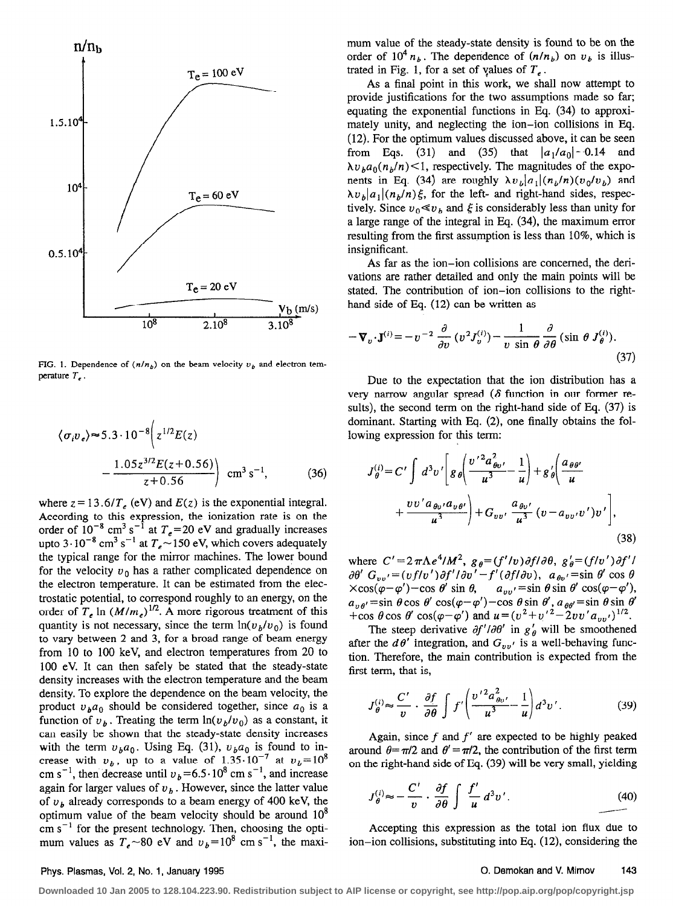FIG. 1. Dependence of $(n/n_b)$ on the beam velocity $v_b$ and electron temperature $T_e$.

$$\langle \sigma_i v_e \rangle \approx 5.3 \cdot 10^{-8} \left( z^{1/2} E(z) - \frac{1.05 z^{3/2} E(z+0.56)}{z+0.56} \right) \text{ cm}^3 \text{ s}^{-1}, \tag{36}$$

where $z = 13.6/T_e$ (eV) and $E(z)$ is the exponential integral. According to this expression, the ionization rate is on the order of $10^{-8}$ cm$^3$ s$^{-1}$ at $T_e = 20$ eV and gradually increases upto $3 \cdot 10^{-8}$ cm$^3$ s$^{-1}$ at $T_e \sim 150$ eV, which covers adequately the typical range for the mirror machines. The lower bound for the velocity $v_0$ has a rather complicated dependence on the electron temperature. It can be estimated from the electrostatic potential, to correspond roughly to an energy, on the order of $T_e \ln (M/m_e)^{1/2}$. A more rigorous treatment of this quantity is not necessary, since the term $\ln(v_b/v_0)$ is found to vary between 2 and 3, for a broad range of beam energy from 10 to 100 keV, and electron temperatures from 20 to 100 eV. It can then safely be stated that the steady-state density increases with the electron temperature and the beam density. To explore the dependence on the beam velocity, the product $v_b a_0$ should be considered together, since $a_0$ is a function of $v_b$. Treating the term $\ln(v_b/v_0)$ as a constant, it can easily be shown that the steady-state density increases with the term $v_b a_0$. Using Eq. (31), $v_b a_0$ is found to increase with $v_b$, up to a value of $1.35 \cdot 10^{-7}$ at $v_b = 10^8$ cm s$^{-1}$, then decrease until $v_b = 6.5 \cdot 10^8$ cm s$^{-1}$, and increase again for larger values of $v_b$. However, since the latter value of $v_b$ already corresponds to a beam energy of 400 keV, the optimum value of the beam velocity should be around $10^8$ cm s$^{-1}$ for the present technology. Then, choosing the optimum values as $T_e \sim 80$ eV and $v_b = 10^8$ cm s$^{-1}$, the maximum value of the steady-state density is found to be on the order of $10^4 n_b$. The dependence of $(n/n_b)$ on $v_b$ is illustrated in Fig. 1, for a set of values of $T_e$.

As a final point in this work, we shall now attempt to provide justifications for the two assumptions made so far; equating the exponential functions in Eq. (34) to approximately unity, and neglecting the ion–ion collisions in Eq. (12). For the optimum values discussed above, it can be seen from Eqs. (31) and (35) that $|a_1/a_0| \sim 0.14$ and $\lambda v_b a_0 (n_b/n) < 1$, respectively. The magnitudes of the exponents in Eq. (34) are roughly $\lambda v_b |a_1| (n_b/n)(v_0/v_b)$ and $\lambda v_b |a_1| (n_b/n) \xi$, for the left- and right-hand sides, respectively. Since $v_0 \ll v_b$ and $\xi$ is considerably less than unity for a large range of the integral in Eq. (34), the maximum error resulting from the first assumption is less than 10%, which is insignificant.

As far as the ion–ion collisions are concerned, the derivations are rather detailed and only the main points will be stated. The contribution of ion–ion collisions to the right-hand side of Eq. (12) can be written as

$$-\nabla_v \cdot \mathbf{J}^{(i)} = -v^{-2} \frac{\partial}{\partial v} (v^2 J_v^{(i)}) - \frac{1}{v \sin \theta} \frac{\partial}{\partial \theta} (\sin \theta \, J_\theta^{(i)}). \tag{37}$$

Due to the expectation that the ion distribution has a very narrow angular spread ($\delta$ function in our former results), the second term on the right-hand side of Eq. (37) is dominant. Starting with Eq. (2), one finally obtains the following expression for this term:

$$J_\theta^{(i)} = C' \int d^3 v' \left[ g_\theta \left( \frac{v'^2 a_{\theta v'}^2}{u^3} - \frac{1}{u} \right) + g'_\theta \left( \frac{a_{\theta\theta'}}{u} + \frac{v v' a_{\theta v'} a_{v\theta'}}{u^3} \right) + G_{vv'} \frac{a_{\theta v'}}{u^3} (v - a_{vv'} v') v' \right], \tag{38}$$

where $C' = 2\pi \Lambda e^4/M^2$, $g_\theta = (f'/v) \partial f/\partial \theta$, $g'_\theta = (f/v') \partial f'/\partial \theta'$ $G_{vv'} = (vf/v') \partial f'/\partial v' - f'(\partial f/\partial v)$, $a_{\theta v'} = \sin \theta' \cos \theta \times \cos(\varphi - \varphi') - \cos \theta' \sin \theta$, $a_{vv'} = \sin \theta \sin \theta' \cos(\varphi - \varphi')$, $a_{v\theta'} = \sin \theta \cos \theta' \cos(\varphi - \varphi') - \cos \theta \sin \theta'$, $a_{\theta\theta'} = \sin \theta \sin \theta' + \cos \theta \cos \theta' \cos(\varphi - \varphi')$ and $u = (v^2 + v'^2 - 2vv' a_{vv'})^{1/2}$.

The steep derivative $\partial f'/\partial \theta'$ in $g'_\theta$ will be smoothened after the $d\theta'$ integration, and $G_{vv'}$ is a well-behaving function. Therefore, the main contribution is expected from the first term, that is,

$$J_\theta^{(i)} \approx \frac{C'}{v} \cdot \frac{\partial f}{\partial \theta} \int f' \left( \frac{v'^2 a_{\theta v'}^2}{u^3} - \frac{1}{u} \right) d^3 v'. \tag{39}$$

Again, since $f$ and $f'$ are expected to be highly peaked around $\theta = \pi/2$ and $\theta' = \pi/2$, the contribution of the first term on the right-hand side of Eq. (39) will be very small, yielding

$$J_\theta^{(i)} \approx -\frac{C'}{v} \cdot \frac{\partial f}{\partial \theta} \int \frac{f'}{u} d^3 v'. \tag{40}$$

Accepting this expression as the total ion flux due to ion–ion collisions, substituting into Eq. (12), considering the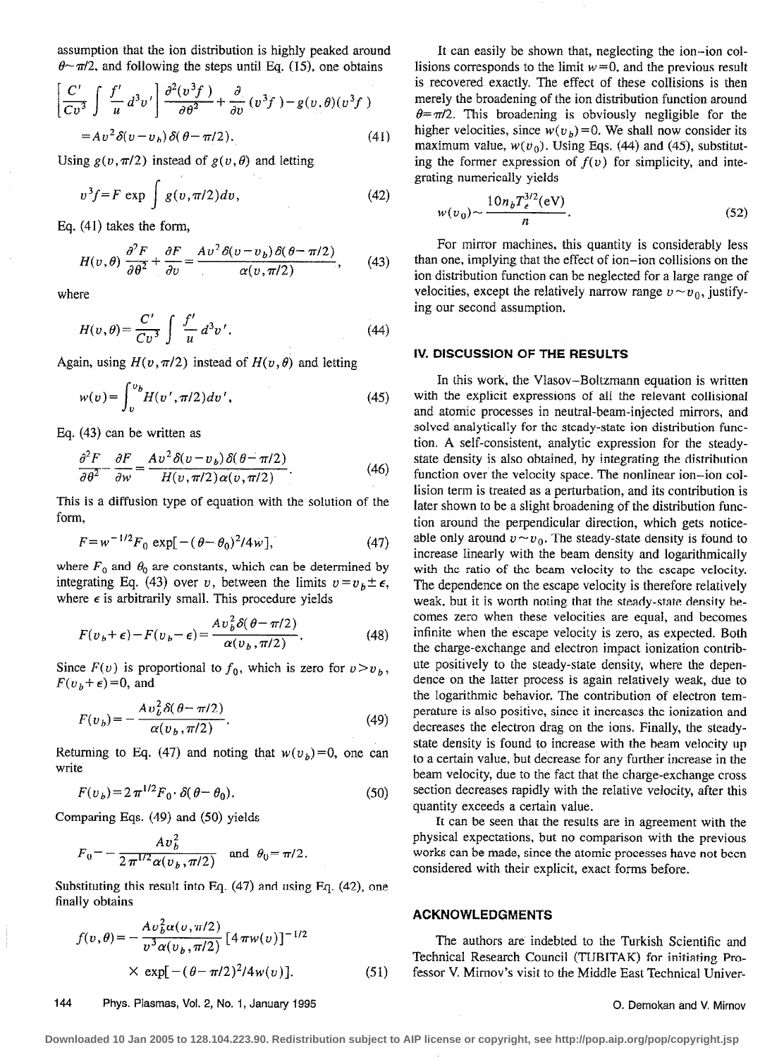assumption that the ion distribution is highly peaked around $\theta \sim \pi/2$, and following the steps until Eq. (15), one obtains

$$\left[\frac{C'}{Cv^3}\int \frac{f'}{u}\, d^3v'\right]\frac{\partial^2(v^3 f)}{\partial\theta^2}+\frac{\partial}{\partial v}(v^3 f)-g(v,\theta)(v^3 f)$$

$$=Av^2\delta(v-v_b)\delta(\theta-\pi/2). \tag{41}$$

Using $g(v,\pi/2)$ instead of $g(v,\theta)$ and letting

$$v^3 f = F\exp\int g(v,\pi/2)dv, \tag{42}$$

Eq. (41) takes the form,

$$H(v,\theta)\frac{\partial^2 F}{\partial\theta^2}+\frac{\partial F}{\partial v}=\frac{Av^2\delta(v-v_b)\delta(\theta-\pi/2)}{\alpha(v,\pi/2)}, \tag{43}$$

where

$$H(v,\theta)=\frac{C'}{Cv^3}\int\frac{f'}{u}\,d^3v'. \tag{44}$$

Again, using $H(v,\pi/2)$ instead of $H(v,\theta)$ and letting

$$w(v)=\int_v^{v_b}H(v',\pi/2)dv', \tag{45}$$

Eq. (43) can be written as

$$\frac{\partial^2 F}{\partial\theta^2}-\frac{\partial F}{\partial w}=\frac{Av^2\delta(v-v_b)\delta(\theta-\pi/2)}{H(v,\pi/2)\alpha(v,\pi/2)}. \tag{46}$$

This is a diffusion type of equation with the solution of the form,

$$F=w^{-1/2}F_0\exp[-(\theta-\theta_0)^2/4w], \tag{47}$$

where $F_0$ and $\theta_0$ are constants, which can be determined by integrating Eq. (43) over $v$, between the limits $v=v_b\pm\epsilon$, where $\epsilon$ is arbitrarily small. This procedure yields

$$F(v_b+\epsilon)-F(v_b-\epsilon)=\frac{Av_b^2\delta(\theta-\pi/2)}{\alpha(v_b,\pi/2)}. \tag{48}$$

Since $F(v)$ is proportional to $f_0$, which is zero for $v>v_b$, $F(v_b+\epsilon)=0$, and

$$F(v_b)=-\frac{Av_b^2\delta(\theta-\pi/2)}{\alpha(v_b,\pi/2)}. \tag{49}$$

Returning to Eq. (47) and noting that $w(v_b)=0$, one can write

$$F(v_b)=2\pi^{1/2}F_0\cdot\delta(\theta-\theta_0). \tag{50}$$

Comparing Eqs. (49) and (50) yields

$$F_0=-\frac{Av_b^2}{2\pi^{1/2}\alpha(v_b,\pi/2)}\quad\text{and}\quad\theta_0=\pi/2.$$

Substituting this result into Eq. (47) and using Eq. (42), one finally obtains

$$f(v,\theta)=-\frac{Av_b^2\alpha(v,\pi/2)}{v^3\alpha(v_b,\pi/2)}[4\pi w(v)]^{-1/2}$$

$$\times\exp[-(\theta-\pi/2)^2/4w(v)]. \tag{51}$$

It can easily be shown that, neglecting the ion–ion collisions corresponds to the limit $w=0$, and the previous result is recovered exactly. The effect of these collisions is then merely the broadening of the ion distribution function around $\theta=\pi/2$. This broadening is obviously negligible for the higher velocities, since $w(v_b)=0$. We shall now consider its maximum value, $w(v_0)$. Using Eqs. (44) and (45), substituting the former expression of $f(v)$ for simplicity, and integrating numerically yields

$$w(v_0)\sim\frac{10n_bT_e^{3/2}(\text{eV})}{n}. \tag{52}$$

For mirror machines, this quantity is considerably less than one, implying that the effect of ion–ion collisions on the ion distribution function can be neglected for a large range of velocities, except the relatively narrow range $v\sim v_0$, justifying our second assumption.

## IV. DISCUSSION OF THE RESULTS

In this work, the Vlasov–Boltzmann equation is written with the explicit expressions of all the relevant collisional and atomic processes in neutral-beam-injected mirrors, and solved analytically for the steady-state ion distribution function. A self-consistent, analytic expression for the steady-state density is also obtained, by integrating the distribution function over the velocity space. The nonlinear ion–ion collision term is treated as a perturbation, and its contribution is later shown to be a slight broadening of the distribution function around the perpendicular direction, which gets noticeable only around $v\sim v_0$. The steady-state density is found to increase linearly with the beam density and logarithmically with the ratio of the beam velocity to the escape velocity. The dependence on the escape velocity is therefore relatively weak, but it is worth noting that the steady-state density becomes zero when these velocities are equal, and becomes infinite when the escape velocity is zero, as expected. Both the charge-exchange and electron impact ionization contribute positively to the steady-state density, where the dependence on the latter process is again relatively weak, due to the logarithmic behavior. The contribution of electron temperature is also positive, since it increases the ionization and decreases the electron drag on the ions. Finally, the steady-state density is found to increase with the beam velocity up to a certain value, but decrease for any further increase in the beam velocity, due to the fact that the charge-exchange cross section decreases rapidly with the relative velocity, after this quantity exceeds a certain value.

It can be seen that the results are in agreement with the physical expectations, but no comparison with the previous works can be made, since the atomic processes have not been considered with their explicit, exact forms before.

## ACKNOWLEDGMENTS

The authors are indebted to the Turkish Scientific and Technical Research Council (TUBITAK) for initiating Professor V. Mirnov's visit to the Middle East Technical Univer-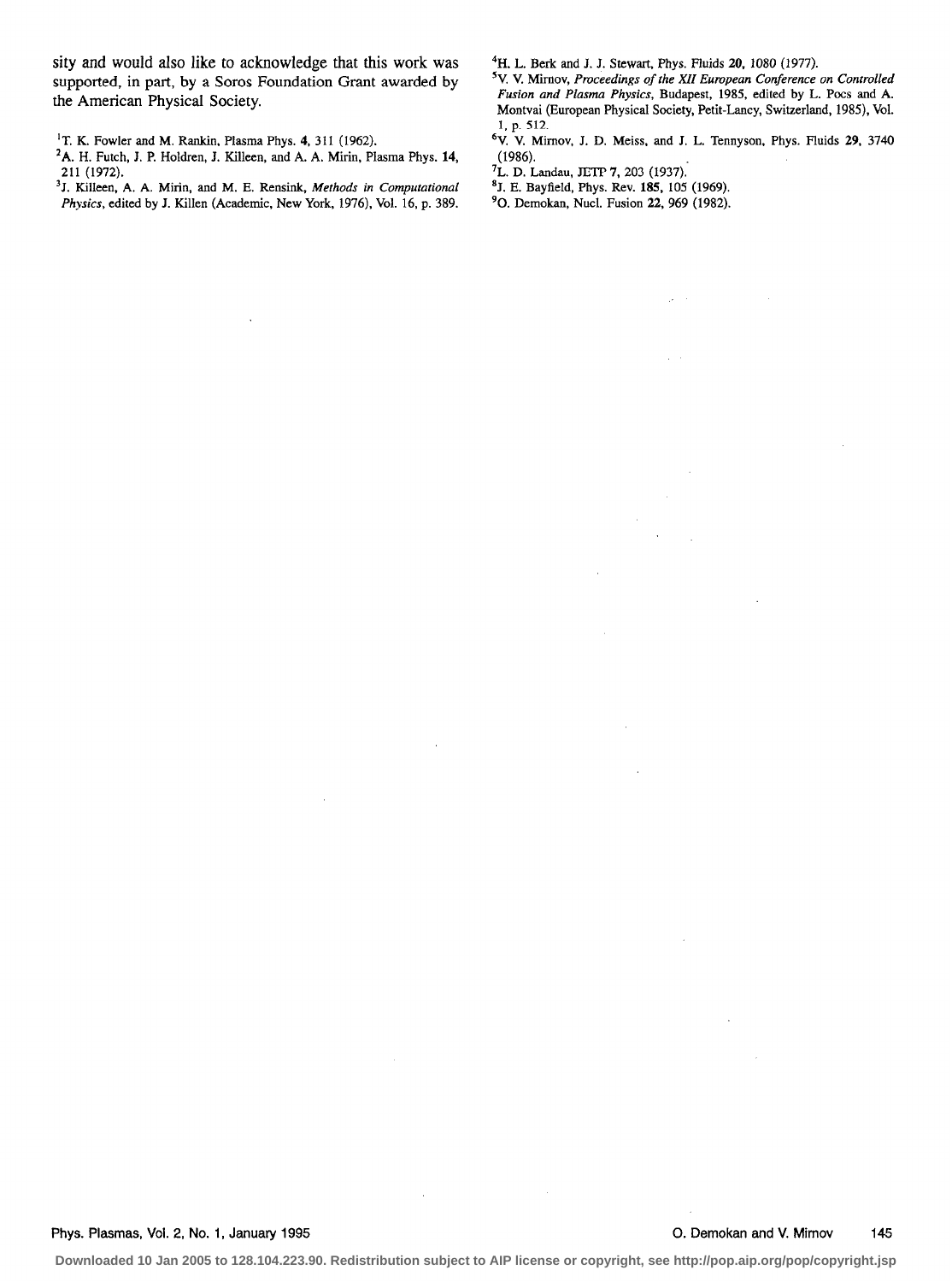sity and would also like to acknowledge that this work was supported, in part, by a Soros Foundation Grant awarded by the American Physical Society.

[1]T. K. Fowler and M. Rankin, Plasma Phys. **4**, 311 (1962).
[2]A. H. Futch, J. P. Holdren, J. Killeen, and A. A. Mirin, Plasma Phys. **14**, 211 (1972).
[3]J. Killeen, A. A. Mirin, and M. E. Rensink, *Methods in Computational Physics*, edited by J. Killen (Academic, New York, 1976), Vol. 16, p. 389.
[4]H. L. Berk and J. J. Stewart, Phys. Fluids **20**, 1080 (1977).
[5]V. V. Mirnov, *Proceedings of the XII European Conference on Controlled Fusion and Plasma Physics*, Budapest, 1985, edited by L. Pocs and A. Montvai (European Physical Society, Petit-Lancy, Switzerland, 1985), Vol. 1, p. 512.
[6]V. V. Mirnov, J. D. Meiss, and J. L. Tennyson, Phys. Fluids **29**, 3740 (1986).
[7]L. D. Landau, JETP **7**, 203 (1937).
[8]J. E. Bayfield, Phys. Rev. **185**, 105 (1969).
[9]O. Demokan, Nucl. Fusion **22**, 969 (1982).